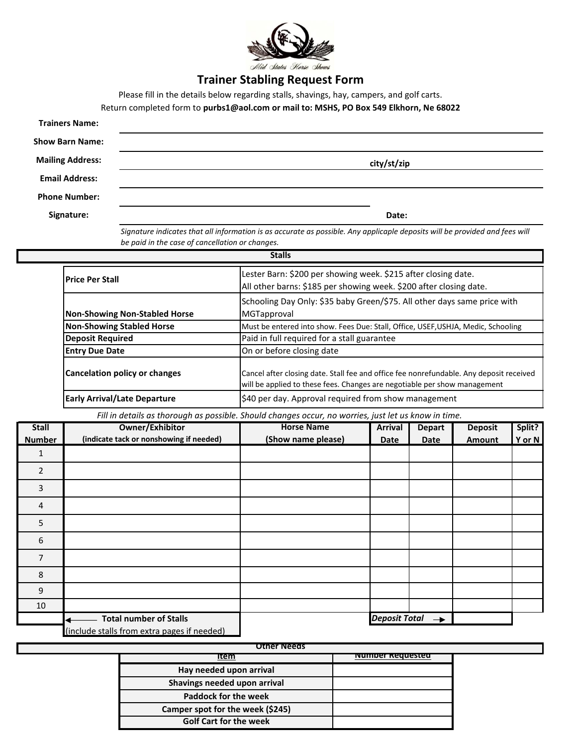Mid States Horse Shows

# Trainer Stabling Request Form

Please fill in the details below regarding stalls, shavings, hay, campers, and golf carts.
Return completed form to **purbs1@aol.com or mail to: MSHS, PO Box 549 Elkhorn, Ne 68022**

**Trainers Name:** ______________________________

**Show Barn Name:** ______________________________

**Mailing Address:** ______________________________ **city/st/zip**

**Email Address:** ______________________________

**Phone Number:** ______________________________

**Signature:** ______________________________ **Date:**

*Signature indicates that all information is as accurate as possible. Any applicaple deposits will be provided and fees will be paid in the case of cancellation or changes.*

## Stalls

| | |
|---|---|
| **Price Per Stall** | Lester Barn: $200 per showing week. $215 after closing date.<br>All other barns: $185 per showing week. $200 after closing date. |
| **Non-Showing Non-Stabled Horse** | Schooling Day Only: $35 baby Green/$75. All other days same price with MGTapproval |
| **Non-Showing Stabled Horse** | Must be entered into show. Fees Due: Stall, Office, USEF,USHJA, Medic, Schooling |
| **Deposit Required** | Paid in full required for a stall guarantee |
| **Entry Due Date** | On or before closing date |
| **Cancelation policy or changes** | Cancel after closing date. Stall fee and office fee nonrefundable. Any deposit received will be applied to these fees. Changes are negotiable per show management |
| **Early Arrival/Late Departure** | $40 per day. Approval required from show management |

*Fill in details as thorough as possible. Should changes occur, no worries, just let us know in time.*

| Stall Number | Owner/Exhibitor (indicate tack or nonshowing if needed) | Horse Name (Show name please) | Arrival Date | Depart Date | Deposit Amount | Split? Y or N |
|---|---|---|---|---|---|---|
| 1 | | | | | | |
| 2 | | | | | | |
| 3 | | | | | | |
| 4 | | | | | | |
| 5 | | | | | | |
| 6 | | | | | | |
| 7 | | | | | | |
| 8 | | | | | | |
| 9 | | | | | | |
| 10 | | | | | | |
| | ← Total number of Stalls (include stalls from extra pages if needed) | | *Deposit Total* → | | | |

## Other Needs

| Item | Number Requested |
|---|---|
| Hay needed upon arrival | |
| Shavings needed upon arrival | |
| Paddock for the week | |
| Camper spot for the week ($245) | |
| Golf Cart for the week | |